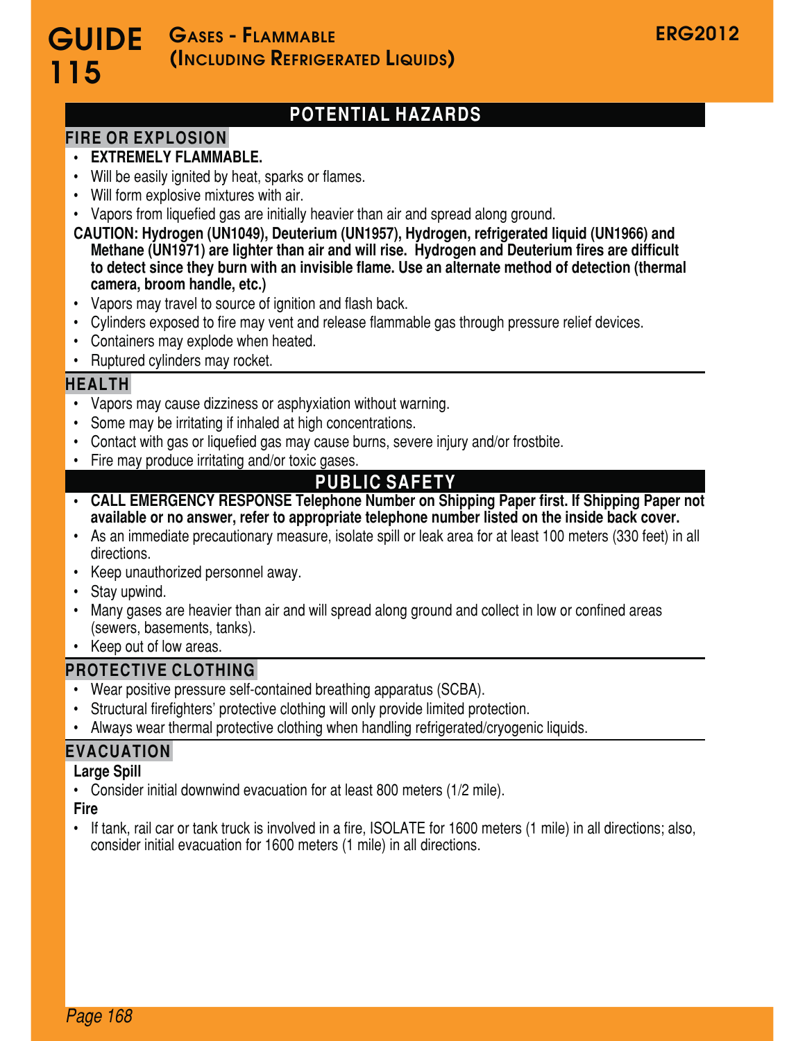# GUIDE 115 — GASES - FLAMMABLE (INCLUDING REFRIGERATED LIQUIDS)

ERG2012

## POTENTIAL HAZARDS

### FIRE OR EXPLOSION

- **EXTREMELY FLAMMABLE.**
- Will be easily ignited by heat, sparks or flames.
- Will form explosive mixtures with air.
- Vapors from liquefied gas are initially heavier than air and spread along ground.

**CAUTION: Hydrogen (UN1049), Deuterium (UN1957), Hydrogen, refrigerated liquid (UN1966) and Methane (UN1971) are lighter than air and will rise. Hydrogen and Deuterium fires are difficult to detect since they burn with an invisible flame. Use an alternate method of detection (thermal camera, broom handle, etc.)**

- Vapors may travel to source of ignition and flash back.
- Cylinders exposed to fire may vent and release flammable gas through pressure relief devices.
- Containers may explode when heated.
- Ruptured cylinders may rocket.

### HEALTH

- Vapors may cause dizziness or asphyxiation without warning.
- Some may be irritating if inhaled at high concentrations.
- Contact with gas or liquefied gas may cause burns, severe injury and/or frostbite.
- Fire may produce irritating and/or toxic gases.

## PUBLIC SAFETY

- **CALL EMERGENCY RESPONSE Telephone Number on Shipping Paper first. If Shipping Paper not available or no answer, refer to appropriate telephone number listed on the inside back cover.**
- As an immediate precautionary measure, isolate spill or leak area for at least 100 meters (330 feet) in all directions.
- Keep unauthorized personnel away.
- Stay upwind.
- Many gases are heavier than air and will spread along ground and collect in low or confined areas (sewers, basements, tanks).
- Keep out of low areas.

### PROTECTIVE CLOTHING

- Wear positive pressure self-contained breathing apparatus (SCBA).
- Structural firefighters' protective clothing will only provide limited protection.
- Always wear thermal protective clothing when handling refrigerated/cryogenic liquids.

### EVACUATION

**Large Spill**

- Consider initial downwind evacuation for at least 800 meters (1/2 mile).

**Fire**

- If tank, rail car or tank truck is involved in a fire, ISOLATE for 1600 meters (1 mile) in all directions; also, consider initial evacuation for 1600 meters (1 mile) in all directions.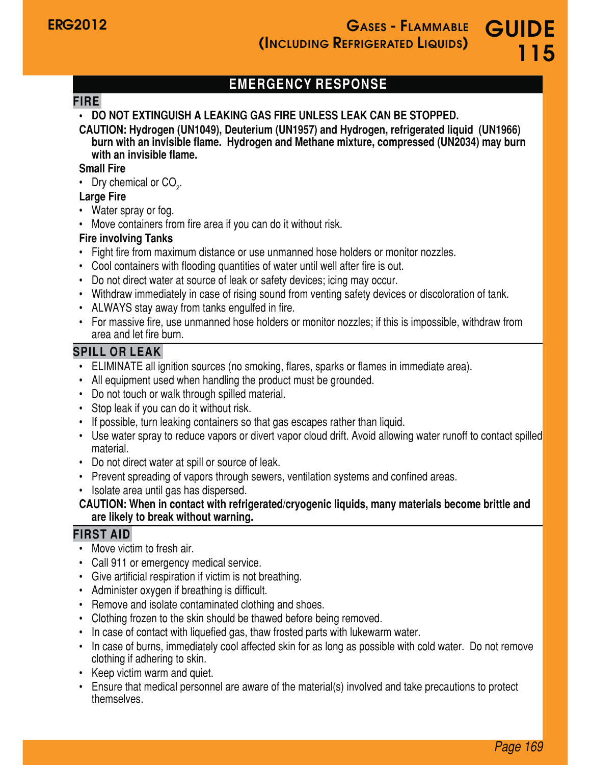# GASES - FLAMMABLE (INCLUDING REFRIGERATED LIQUIDS) GUIDE 115

## EMERGENCY RESPONSE

### FIRE

- **DO NOT EXTINGUISH A LEAKING GAS FIRE UNLESS LEAK CAN BE STOPPED.**

**CAUTION: Hydrogen (UN1049), Deuterium (UN1957) and Hydrogen, refrigerated liquid (UN1966) burn with an invisible flame. Hydrogen and Methane mixture, compressed (UN2034) may burn with an invisible flame.**

**Small Fire**

- Dry chemical or $CO_2$.

**Large Fire**

- Water spray or fog.
- Move containers from fire area if you can do it without risk.

**Fire involving Tanks**

- Fight fire from maximum distance or use unmanned hose holders or monitor nozzles.
- Cool containers with flooding quantities of water until well after fire is out.
- Do not direct water at source of leak or safety devices; icing may occur.
- Withdraw immediately in case of rising sound from venting safety devices or discoloration of tank.
- ALWAYS stay away from tanks engulfed in fire.
- For massive fire, use unmanned hose holders or monitor nozzles; if this is impossible, withdraw from area and let fire burn.

### SPILL OR LEAK

- ELIMINATE all ignition sources (no smoking, flares, sparks or flames in immediate area).
- All equipment used when handling the product must be grounded.
- Do not touch or walk through spilled material.
- Stop leak if you can do it without risk.
- If possible, turn leaking containers so that gas escapes rather than liquid.
- Use water spray to reduce vapors or divert vapor cloud drift. Avoid allowing water runoff to contact spilled material.
- Do not direct water at spill or source of leak.
- Prevent spreading of vapors through sewers, ventilation systems and confined areas.
- Isolate area until gas has dispersed.

**CAUTION: When in contact with refrigerated/cryogenic liquids, many materials become brittle and are likely to break without warning.**

### FIRST AID

- Move victim to fresh air.
- Call 911 or emergency medical service.
- Give artificial respiration if victim is not breathing.
- Administer oxygen if breathing is difficult.
- Remove and isolate contaminated clothing and shoes.
- Clothing frozen to the skin should be thawed before being removed.
- In case of contact with liquefied gas, thaw frosted parts with lukewarm water.
- In case of burns, immediately cool affected skin for as long as possible with cold water. Do not remove clothing if adhering to skin.
- Keep victim warm and quiet.
- Ensure that medical personnel are aware of the material(s) involved and take precautions to protect themselves.